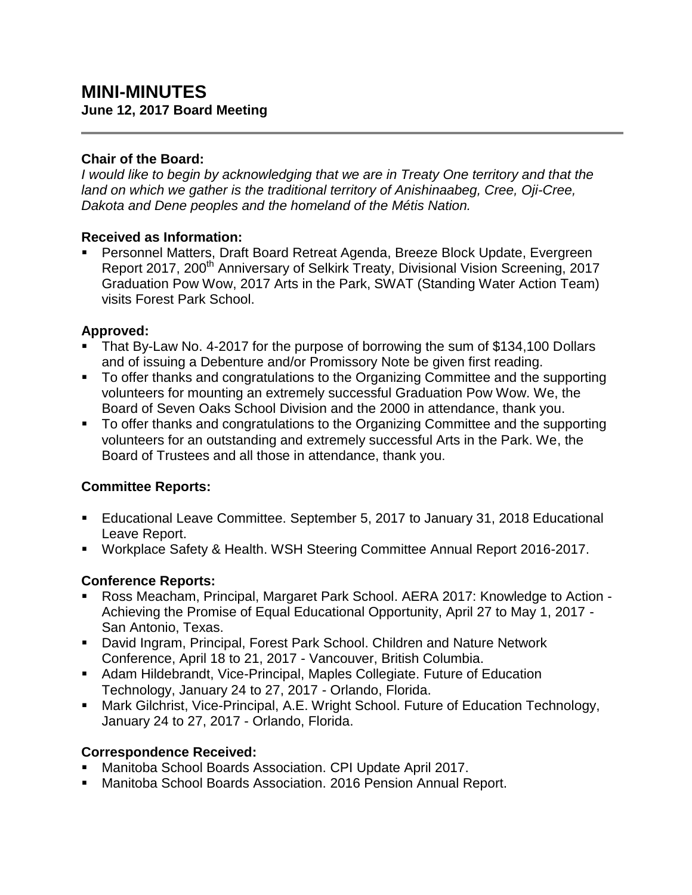# MINI-MINUTES

**June 12, 2017 Board Meeting**

---

**Chair of the Board:**

*I would like to begin by acknowledging that we are in Treaty One territory and that the land on which we gather is the traditional territory of Anishinaabeg, Cree, Oji-Cree, Dakota and Dene peoples and the homeland of the Métis Nation.*

**Received as Information:**

- Personnel Matters, Draft Board Retreat Agenda, Breeze Block Update, Evergreen Report 2017, 200th Anniversary of Selkirk Treaty, Divisional Vision Screening, 2017 Graduation Pow Wow, 2017 Arts in the Park, SWAT (Standing Water Action Team) visits Forest Park School.

**Approved:**

- That By-Law No. 4-2017 for the purpose of borrowing the sum of $134,100 Dollars and of issuing a Debenture and/or Promissory Note be given first reading.
- To offer thanks and congratulations to the Organizing Committee and the supporting volunteers for mounting an extremely successful Graduation Pow Wow. We, the Board of Seven Oaks School Division and the 2000 in attendance, thank you.
- To offer thanks and congratulations to the Organizing Committee and the supporting volunteers for an outstanding and extremely successful Arts in the Park. We, the Board of Trustees and all those in attendance, thank you.

**Committee Reports:**

- Educational Leave Committee. September 5, 2017 to January 31, 2018 Educational Leave Report.
- Workplace Safety & Health. WSH Steering Committee Annual Report 2016-2017.

**Conference Reports:**

- Ross Meacham, Principal, Margaret Park School. AERA 2017: Knowledge to Action - Achieving the Promise of Equal Educational Opportunity, April 27 to May 1, 2017 - San Antonio, Texas.
- David Ingram, Principal, Forest Park School. Children and Nature Network Conference, April 18 to 21, 2017 - Vancouver, British Columbia.
- Adam Hildebrandt, Vice-Principal, Maples Collegiate. Future of Education Technology, January 24 to 27, 2017 - Orlando, Florida.
- Mark Gilchrist, Vice-Principal, A.E. Wright School. Future of Education Technology, January 24 to 27, 2017 - Orlando, Florida.

**Correspondence Received:**

- Manitoba School Boards Association. CPI Update April 2017.
- Manitoba School Boards Association. 2016 Pension Annual Report.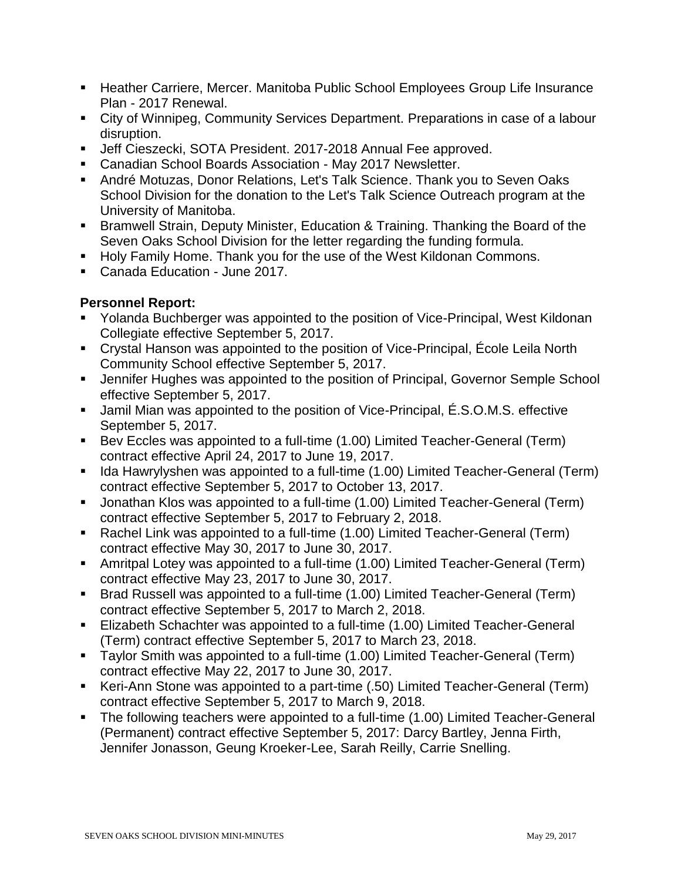- Heather Carriere, Mercer. Manitoba Public School Employees Group Life Insurance Plan - 2017 Renewal.
- City of Winnipeg, Community Services Department. Preparations in case of a labour disruption.
- Jeff Cieszecki, SOTA President. 2017-2018 Annual Fee approved.
- Canadian School Boards Association - May 2017 Newsletter.
- André Motuzas, Donor Relations, Let's Talk Science. Thank you to Seven Oaks School Division for the donation to the Let's Talk Science Outreach program at the University of Manitoba.
- Bramwell Strain, Deputy Minister, Education & Training. Thanking the Board of the Seven Oaks School Division for the letter regarding the funding formula.
- Holy Family Home. Thank you for the use of the West Kildonan Commons.
- Canada Education - June 2017.

**Personnel Report:**

- Yolanda Buchberger was appointed to the position of Vice-Principal, West Kildonan Collegiate effective September 5, 2017.
- Crystal Hanson was appointed to the position of Vice-Principal, École Leila North Community School effective September 5, 2017.
- Jennifer Hughes was appointed to the position of Principal, Governor Semple School effective September 5, 2017.
- Jamil Mian was appointed to the position of Vice-Principal, É.S.O.M.S. effective September 5, 2017.
- Bev Eccles was appointed to a full-time (1.00) Limited Teacher-General (Term) contract effective April 24, 2017 to June 19, 2017.
- Ida Hawrylyshen was appointed to a full-time (1.00) Limited Teacher-General (Term) contract effective September 5, 2017 to October 13, 2017.
- Jonathan Klos was appointed to a full-time (1.00) Limited Teacher-General (Term) contract effective September 5, 2017 to February 2, 2018.
- Rachel Link was appointed to a full-time (1.00) Limited Teacher-General (Term) contract effective May 30, 2017 to June 30, 2017.
- Amritpal Lotey was appointed to a full-time (1.00) Limited Teacher-General (Term) contract effective May 23, 2017 to June 30, 2017.
- Brad Russell was appointed to a full-time (1.00) Limited Teacher-General (Term) contract effective September 5, 2017 to March 2, 2018.
- Elizabeth Schachter was appointed to a full-time (1.00) Limited Teacher-General (Term) contract effective September 5, 2017 to March 23, 2018.
- Taylor Smith was appointed to a full-time (1.00) Limited Teacher-General (Term) contract effective May 22, 2017 to June 30, 2017.
- Keri-Ann Stone was appointed to a part-time (.50) Limited Teacher-General (Term) contract effective September 5, 2017 to March 9, 2018.
- The following teachers were appointed to a full-time (1.00) Limited Teacher-General (Permanent) contract effective September 5, 2017: Darcy Bartley, Jenna Firth, Jennifer Jonasson, Geung Kroeker-Lee, Sarah Reilly, Carrie Snelling.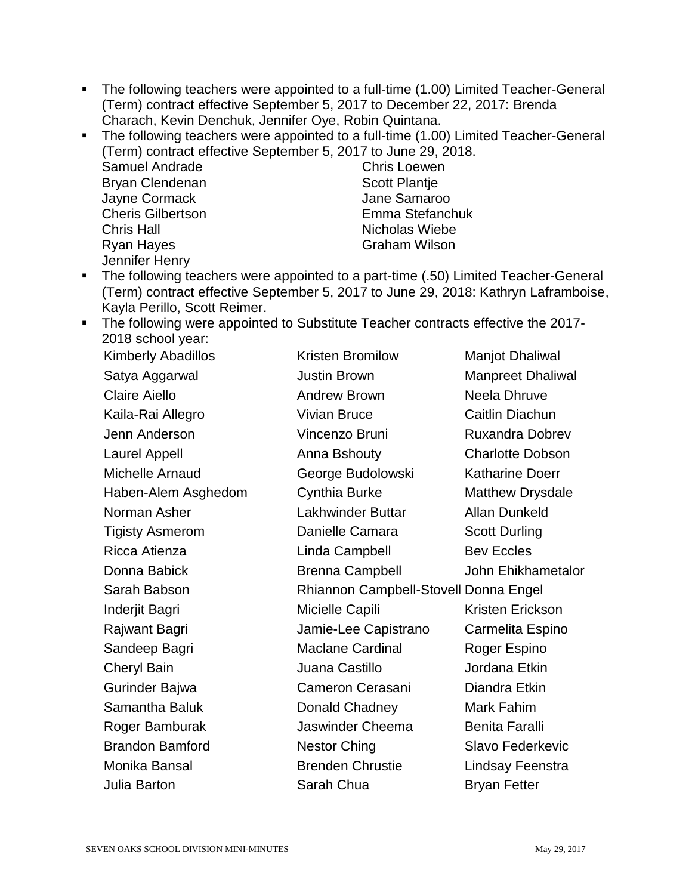- The following teachers were appointed to a full-time (1.00) Limited Teacher-General (Term) contract effective September 5, 2017 to December 22, 2017: Brenda Charach, Kevin Denchuk, Jennifer Oye, Robin Quintana.
- The following teachers were appointed to a full-time (1.00) Limited Teacher-General (Term) contract effective September 5, 2017 to June 29, 2018.

| | |
|---|---|
| Samuel Andrade | Chris Loewen |
| Bryan Clendenan | Scott Plantje |
| Jayne Cormack | Jane Samaroo |
| Cheris Gilbertson | Emma Stefanchuk |
| Chris Hall | Nicholas Wiebe |
| Ryan Hayes | Graham Wilson |
| Jennifer Henry | |

- The following teachers were appointed to a part-time (.50) Limited Teacher-General (Term) contract effective September 5, 2017 to June 29, 2018: Kathryn Laframboise, Kayla Perillo, Scott Reimer.
- The following were appointed to Substitute Teacher contracts effective the 2017-2018 school year:

| | | |
|---|---|---|
| Kimberly Abadillos | Kristen Bromilow | Manjot Dhaliwal |
| Satya Aggarwal | Justin Brown | Manpreet Dhaliwal |
| Claire Aiello | Andrew Brown | Neela Dhruve |
| Kaila-Rai Allegro | Vivian Bruce | Caitlin Diachun |
| Jenn Anderson | Vincenzo Bruni | Ruxandra Dobrev |
| Laurel Appell | Anna Bshouty | Charlotte Dobson |
| Michelle Arnaud | George Budolowski | Katharine Doerr |
| Haben-Alem Asghedom | Cynthia Burke | Matthew Drysdale |
| Norman Asher | Lakhwinder Buttar | Allan Dunkeld |
| Tigisty Asmerom | Danielle Camara | Scott Durling |
| Ricca Atienza | Linda Campbell | Bev Eccles |
| Donna Babick | Brenna Campbell | John Ehikhametalor |
| Sarah Babson | Rhiannon Campbell-Stovell | Donna Engel |
| Inderjit Bagri | Micielle Capili | Kristen Erickson |
| Rajwant Bagri | Jamie-Lee Capistrano | Carmelita Espino |
| Sandeep Bagri | Maclane Cardinal | Roger Espino |
| Cheryl Bain | Juana Castillo | Jordana Etkin |
| Gurinder Bajwa | Cameron Cerasani | Diandra Etkin |
| Samantha Baluk | Donald Chadney | Mark Fahim |
| Roger Bamburak | Jaswinder Cheema | Benita Faralli |
| Brandon Bamford | Nestor Ching | Slavo Federkevic |
| Monika Bansal | Brenden Chrustie | Lindsay Feenstra |
| Julia Barton | Sarah Chua | Bryan Fetter |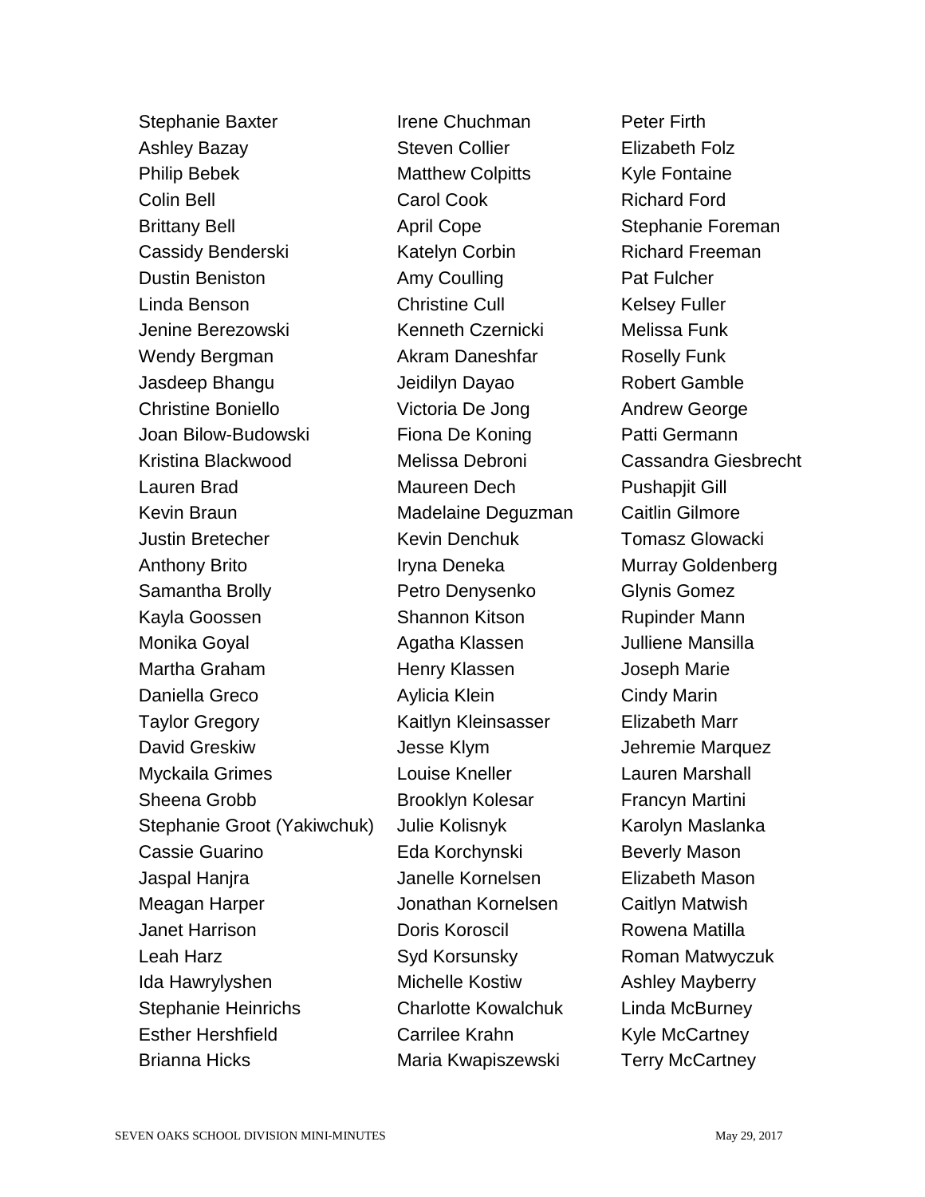Stephanie Baxter
Ashley Bazay
Philip Bebek
Colin Bell
Brittany Bell
Cassidy Benderski
Dustin Beniston
Linda Benson
Jenine Berezowski
Wendy Bergman
Jasdeep Bhangu
Christine Boniello
Joan Bilow-Budowski
Kristina Blackwood
Lauren Brad
Kevin Braun
Justin Bretecher
Anthony Brito
Samantha Brolly
Kayla Goossen
Monika Goyal
Martha Graham
Daniella Greco
Taylor Gregory
David Greskiw
Myckaila Grimes
Sheena Grobb
Stephanie Groot (Yakiwchuk)
Cassie Guarino
Jaspal Hanjra
Meagan Harper
Janet Harrison
Leah Harz
Ida Hawrylyshen
Stephanie Heinrichs
Esther Hershfield
Brianna Hicks

Irene Chuchman
Steven Collier
Matthew Colpitts
Carol Cook
April Cope
Katelyn Corbin
Amy Coulling
Christine Cull
Kenneth Czernicki
Akram Daneshfar
Jeidilyn Dayao
Victoria De Jong
Fiona De Koning
Melissa Debroni
Maureen Dech
Madelaine Deguzman
Kevin Denchuk
Iryna Deneka
Petro Denysenko
Shannon Kitson
Agatha Klassen
Henry Klassen
Aylicia Klein
Kaitlyn Kleinsasser
Jesse Klym
Louise Kneller
Brooklyn Kolesar
Julie Kolisnyk
Eda Korchynski
Janelle Kornelsen
Jonathan Kornelsen
Doris Koroscil
Syd Korsunsky
Michelle Kostiw
Charlotte Kowalchuk
Carrilee Krahn
Maria Kwapiszewski

Peter Firth
Elizabeth Folz
Kyle Fontaine
Richard Ford
Stephanie Foreman
Richard Freeman
Pat Fulcher
Kelsey Fuller
Melissa Funk
Roselly Funk
Robert Gamble
Andrew George
Patti Germann
Cassandra Giesbrecht
Pushapjit Gill
Caitlin Gilmore
Tomasz Glowacki
Murray Goldenberg
Glynis Gomez
Rupinder Mann
Julliene Mansilla
Joseph Marie
Cindy Marin
Elizabeth Marr
Jehremie Marquez
Lauren Marshall
Francyn Martini
Karolyn Maslanka
Beverly Mason
Elizabeth Mason
Caitlyn Matwish
Rowena Matilla
Roman Matwyczuk
Ashley Mayberry
Linda McBurney
Kyle McCartney
Terry McCartney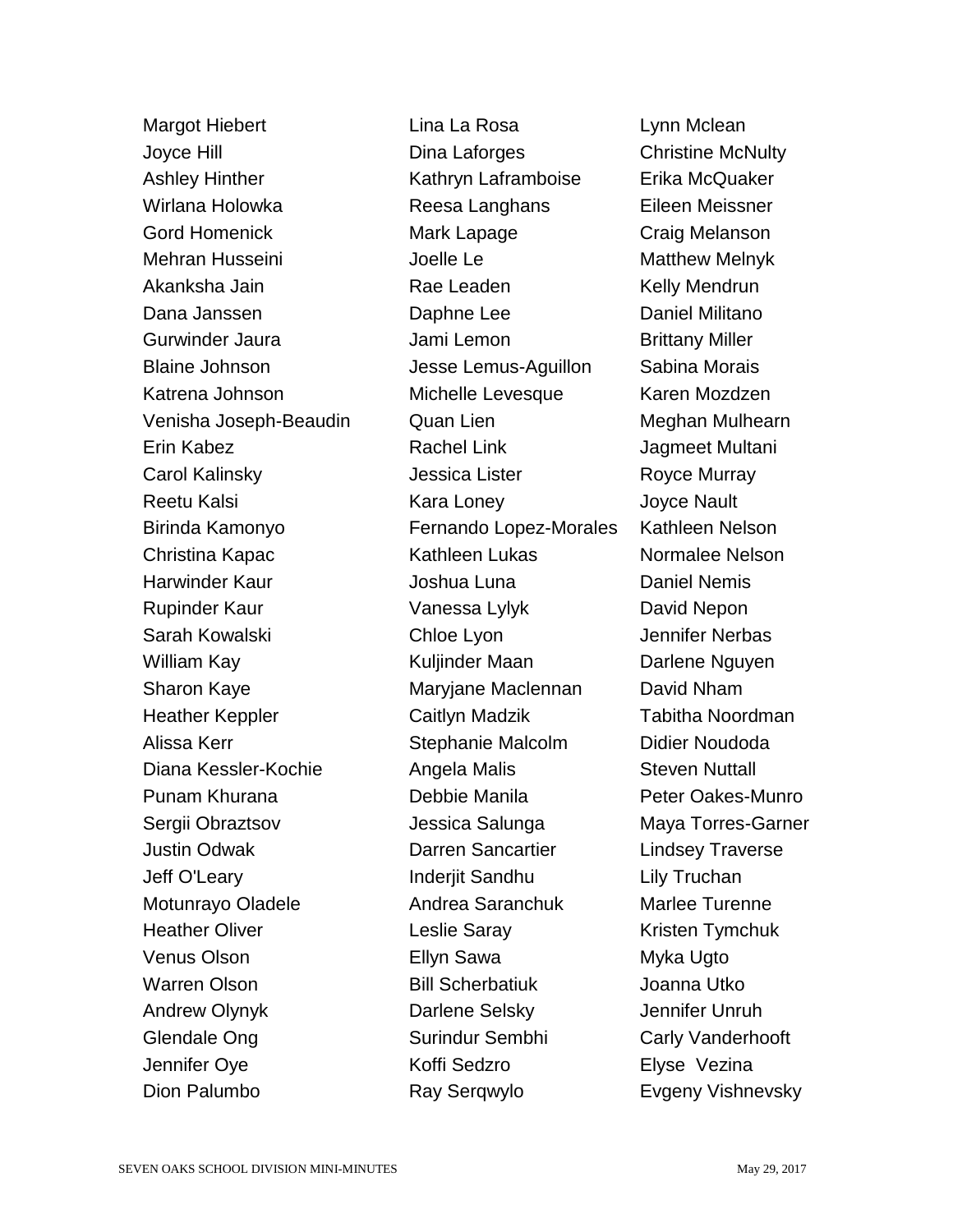Margot Hiebert
Joyce Hill
Ashley Hinther
Wirlana Holowka
Gord Homenick
Mehran Husseini
Akanksha Jain
Dana Janssen
Gurwinder Jaura
Blaine Johnson
Katrena Johnson
Venisha Joseph-Beaudin
Erin Kabez
Carol Kalinsky
Reetu Kalsi
Birinda Kamonyo
Christina Kapac
Harwinder Kaur
Rupinder Kaur
Sarah Kowalski
William Kay
Sharon Kaye
Heather Keppler
Alissa Kerr
Diana Kessler-Kochie
Punam Khurana
Sergii Obraztsov
Justin Odwak
Jeff O'Leary
Motunrayo Oladele
Heather Oliver
Venus Olson
Warren Olson
Andrew Olynyk
Glendale Ong
Jennifer Oye
Dion Palumbo

Lina La Rosa
Dina Laforges
Kathryn Laframboise
Reesa Langhans
Mark Lapage
Joelle Le
Rae Leaden
Daphne Lee
Jami Lemon
Jesse Lemus-Aguillon
Michelle Levesque
Quan Lien
Rachel Link
Jessica Lister
Kara Loney
Fernando Lopez-Morales
Kathleen Lukas
Joshua Luna
Vanessa Lylyk
Chloe Lyon
Kuljinder Maan
Maryjane Maclennan
Caitlyn Madzik
Stephanie Malcolm
Angela Malis
Debbie Manila
Jessica Salunga
Darren Sancartier
Inderjit Sandhu
Andrea Saranchuk
Leslie Saray
Ellyn Sawa
Bill Scherbatiuk
Darlene Selsky
Surindur Sembhi
Koffi Sedzro
Ray Serqwylo

Lynn Mclean
Christine McNulty
Erika McQuaker
Eileen Meissner
Craig Melanson
Matthew Melnyk
Kelly Mendrun
Daniel Militano
Brittany Miller
Sabina Morais
Karen Mozdzen
Meghan Mulhearn
Jagmeet Multani
Royce Murray
Joyce Nault
Kathleen Nelson
Normalee Nelson
Daniel Nemis
David Nepon
Jennifer Nerbas
Darlene Nguyen
David Nham
Tabitha Noordman
Didier Noudoda
Steven Nuttall
Peter Oakes-Munro
Maya Torres-Garner
Lindsey Traverse
Lily Truchan
Marlee Turenne
Kristen Tymchuk
Myka Ugto
Joanna Utko
Jennifer Unruh
Carly Vanderhooft
Elyse Vezina
Evgeny Vishnevsky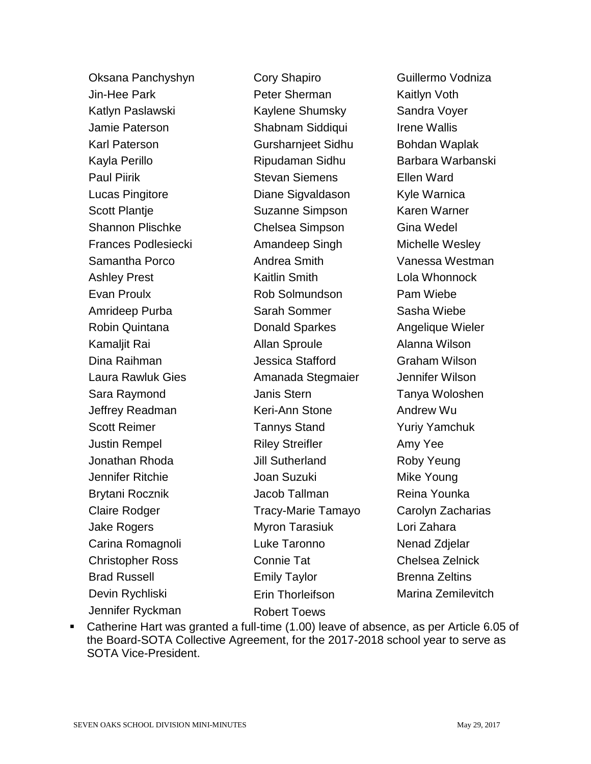Oksana Panchyshyn
Jin-Hee Park
Katlyn Paslawski
Jamie Paterson
Karl Paterson
Kayla Perillo
Paul Piirik
Lucas Pingitore
Scott Plantje
Shannon Plischke
Frances Podlesiecki
Samantha Porco
Ashley Prest
Evan Proulx
Amrideep Purba
Robin Quintana
Kamaljit Rai
Dina Raihman
Laura Rawluk Gies
Sara Raymond
Jeffrey Readman
Scott Reimer
Justin Rempel
Jonathan Rhoda
Jennifer Ritchie
Brytani Rocznik
Claire Rodger
Jake Rogers
Carina Romagnoli
Christopher Ross
Brad Russell
Devin Rychliski
Jennifer Ryckman
Cory Shapiro
Peter Sherman
Kaylene Shumsky
Shabnam Siddiqui
Gursharnjeet Sidhu
Ripudaman Sidhu
Stevan Siemens
Diane Sigvaldason
Suzanne Simpson
Chelsea Simpson
Amandeep Singh
Andrea Smith
Kaitlin Smith
Rob Solmundson
Sarah Sommer
Donald Sparkes
Allan Sproule
Jessica Stafford
Amanada Stegmaier
Janis Stern
Keri-Ann Stone
Tannys Stand
Riley Streifler
Jill Sutherland
Joan Suzuki
Jacob Tallman
Tracy-Marie Tamayo
Myron Tarasiuk
Luke Taronno
Connie Tat
Emily Taylor
Erin Thorleifson
Robert Toews
Guillermo Vodniza
Kaitlyn Voth
Sandra Voyer
Irene Wallis
Bohdan Waplak
Barbara Warbanski
Ellen Ward
Kyle Warnica
Karen Warner
Gina Wedel
Michelle Wesley
Vanessa Westman
Lola Whonnock
Pam Wiebe
Sasha Wiebe
Angelique Wieler
Alanna Wilson
Graham Wilson
Jennifer Wilson
Tanya Woloshen
Andrew Wu
Yuriy Yamchuk
Amy Yee
Roby Yeung
Mike Young
Reina Younka
Carolyn Zacharias
Lori Zahara
Nenad Zdjelar
Chelsea Zelnick
Brenna Zeltins
Marina Zemilevitch

- Catherine Hart was granted a full-time (1.00) leave of absence, as per Article 6.05 of the Board-SOTA Collective Agreement, for the 2017-2018 school year to serve as SOTA Vice-President.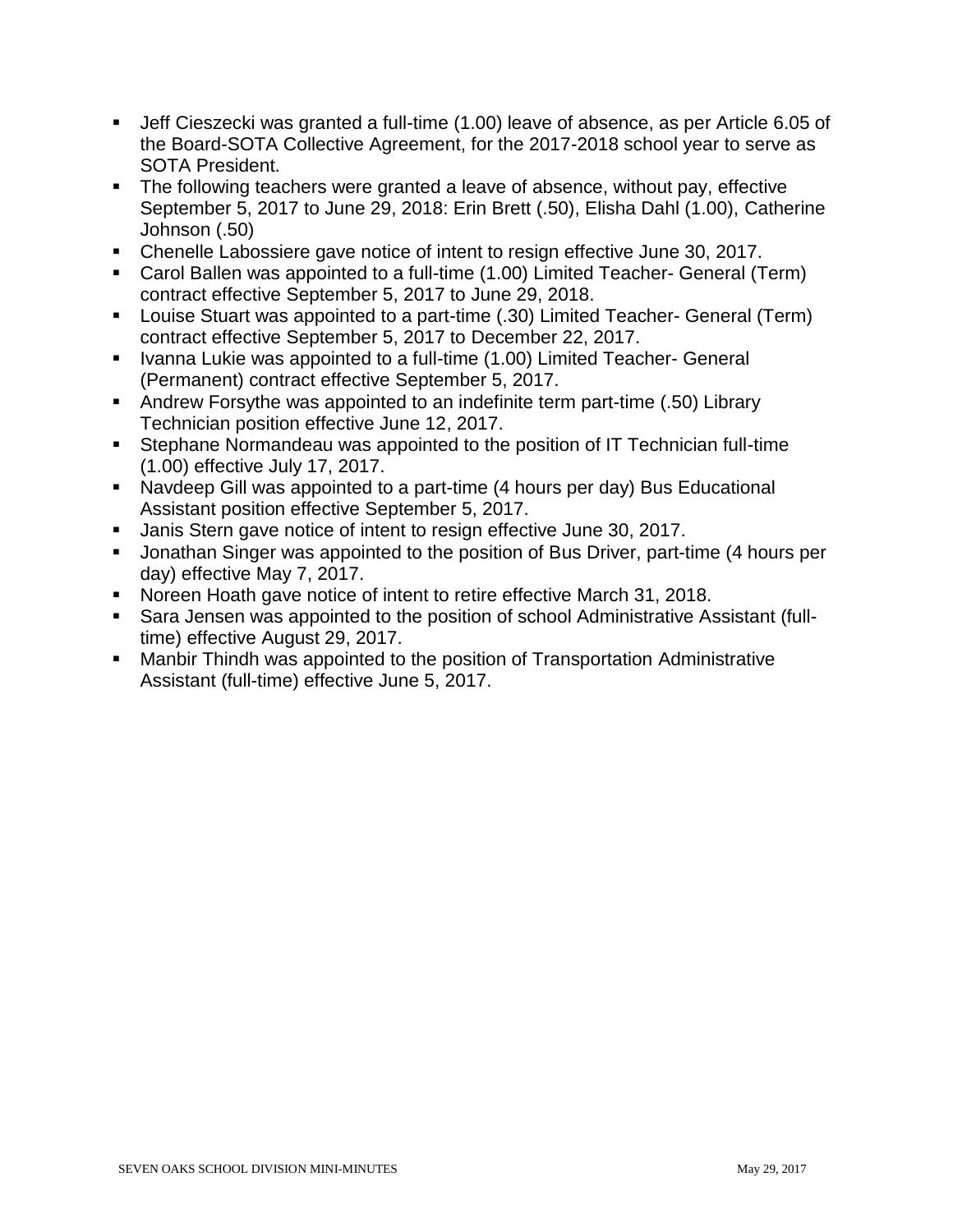- Jeff Cieszecki was granted a full-time (1.00) leave of absence, as per Article 6.05 of the Board-SOTA Collective Agreement, for the 2017-2018 school year to serve as SOTA President.
- The following teachers were granted a leave of absence, without pay, effective September 5, 2017 to June 29, 2018: Erin Brett (.50), Elisha Dahl (1.00), Catherine Johnson (.50)
- Chenelle Labossiere gave notice of intent to resign effective June 30, 2017.
- Carol Ballen was appointed to a full-time (1.00) Limited Teacher- General (Term) contract effective September 5, 2017 to June 29, 2018.
- Louise Stuart was appointed to a part-time (.30) Limited Teacher- General (Term) contract effective September 5, 2017 to December 22, 2017.
- Ivanna Lukie was appointed to a full-time (1.00) Limited Teacher- General (Permanent) contract effective September 5, 2017.
- Andrew Forsythe was appointed to an indefinite term part-time (.50) Library Technician position effective June 12, 2017.
- Stephane Normandeau was appointed to the position of IT Technician full-time (1.00) effective July 17, 2017.
- Navdeep Gill was appointed to a part-time (4 hours per day) Bus Educational Assistant position effective September 5, 2017.
- Janis Stern gave notice of intent to resign effective June 30, 2017.
- Jonathan Singer was appointed to the position of Bus Driver, part-time (4 hours per day) effective May 7, 2017.
- Noreen Hoath gave notice of intent to retire effective March 31, 2018.
- Sara Jensen was appointed to the position of school Administrative Assistant (full-time) effective August 29, 2017.
- Manbir Thindh was appointed to the position of Transportation Administrative Assistant (full-time) effective June 5, 2017.